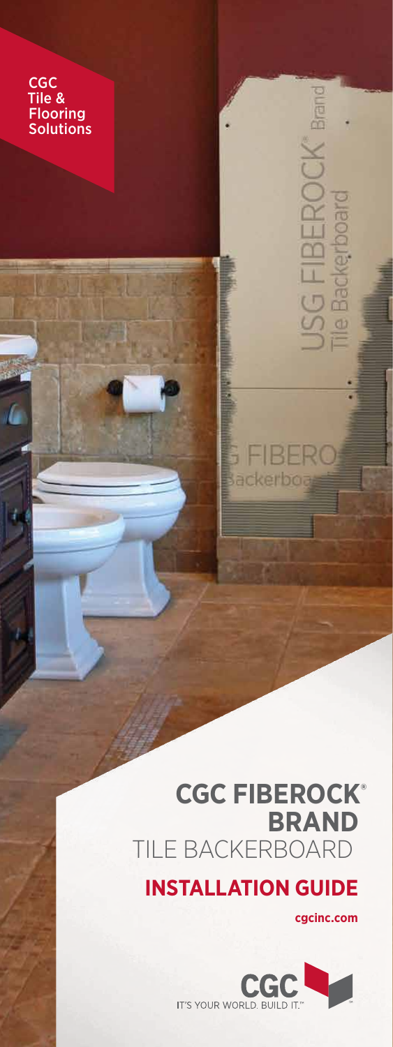CGC
Tile &
Flooring
Solutions

# CGC FIBEROCK® BRAND

## TILE BACKERBOARD

## INSTALLATION GUIDE

cgcinc.com

CGC
IT'S YOUR WORLD. BUILD IT.™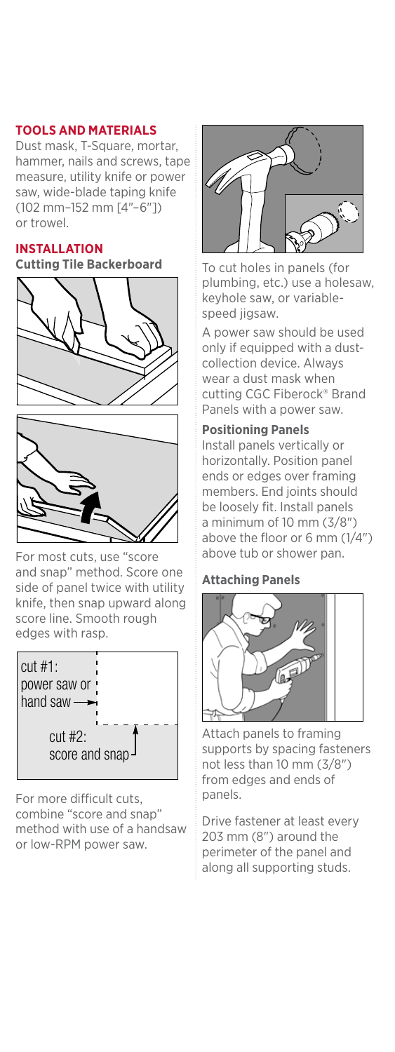**TOOLS AND MATERIALS**

Dust mask, T-Square, mortar, hammer, nails and screws, tape measure, utility knife or power saw, wide-blade taping knife (102 mm–152 mm [4″–6″]) or trowel.

**INSTALLATION**

**Cutting Tile Backerboard**

For most cuts, use "score and snap" method. Score one side of panel twice with utility knife, then snap upward along score line. Smooth rough edges with rasp.

cut #1: power saw or hand saw

cut #2: score and snap

For more difficult cuts, combine "score and snap" method with use of a handsaw or low-RPM power saw.

To cut holes in panels (for plumbing, etc.) use a holesaw, keyhole saw, or variable-speed jigsaw.

A power saw should be used only if equipped with a dust-collection device. Always wear a dust mask when cutting CGC Fiberock® Brand Panels with a power saw.

**Positioning Panels**

Install panels vertically or horizontally. Position panel ends or edges over framing members. End joints should be loosely fit. Install panels a minimum of 10 mm (3/8″) above the floor or 6 mm (1/4″) above tub or shower pan.

**Attaching Panels**

Attach panels to framing supports by spacing fasteners not less than 10 mm (3/8″) from edges and ends of panels.

Drive fastener at least every 203 mm (8″) around the perimeter of the panel and along all supporting studs.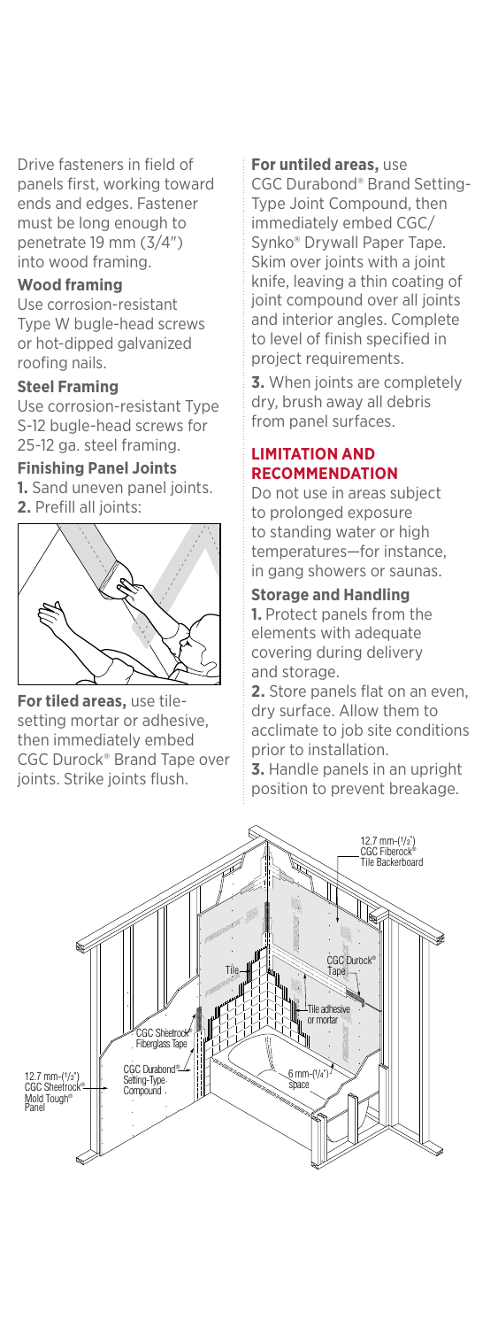Drive fasteners in field of panels first, working toward ends and edges. Fastener must be long enough to penetrate 19 mm (3/4") into wood framing.

### Wood framing

Use corrosion-resistant Type W bugle-head screws or hot-dipped galvanized roofing nails.

### Steel Framing

Use corrosion-resistant Type S-12 bugle-head screws for 25-12 ga. steel framing.

### Finishing Panel Joints

**1.** Sand uneven panel joints.
**2.** Prefill all joints:

**For tiled areas,** use tile-setting mortar or adhesive, then immediately embed CGC Durock® Brand Tape over joints. Strike joints flush.

**For untiled areas,** use CGC Durabond® Brand Setting-Type Joint Compound, then immediately embed CGC/ Synko® Drywall Paper Tape. Skim over joints with a joint knife, leaving a thin coating of joint compound over all joints and interior angles. Complete to level of finish specified in project requirements.

**3.** When joints are completely dry, brush away all debris from panel surfaces.

## LIMITATION AND RECOMMENDATION

Do not use in areas subject to prolonged exposure to standing water or high temperatures—for instance, in gang showers or saunas.

### Storage and Handling

**1.** Protect panels from the elements with adequate covering during delivery and storage.
**2.** Store panels flat on an even, dry surface. Allow them to acclimate to job site conditions prior to installation.
**3.** Handle panels in an upright position to prevent breakage.

12.7 mm-(1/2") CGC Fiberock® Tile Backerboard

CGC Durock® Tape

Tile

Tile adhesive or mortar

CGC Sheetrock® Fiberglass Tape

CGC Durabond® Setting-Type Compound

6 mm-(1/4") space

12.7 mm-(1/2") CGC Sheetrock® Mold Tough® Panel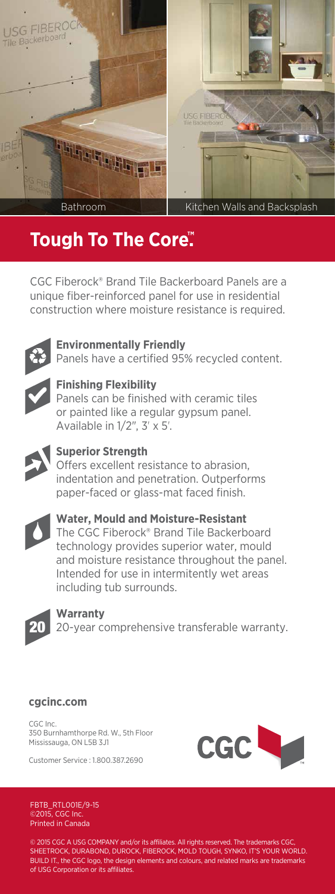Bathroom

Kitchen Walls and Backsplash

# Tough To The Core.™

CGC Fiberock® Brand Tile Backerboard Panels are a unique fiber-reinforced panel for use in residential construction where moisture resistance is required.

**Environmentally Friendly**
Panels have a certified 95% recycled content.

**Finishing Flexibility**
Panels can be finished with ceramic tiles or painted like a regular gypsum panel. Available in 1/2", 3' x 5'.

**Superior Strength**
Offers excellent resistance to abrasion, indentation and penetration. Outperforms paper-faced or glass-mat faced finish.

**Water, Mould and Moisture-Resistant**
The CGC Fiberock® Brand Tile Backerboard technology provides superior water, mould and moisture resistance throughout the panel. Intended for use in intermitently wet areas including tub surrounds.

**Warranty**
20-year comprehensive transferable warranty.

**cgcinc.com**

CGC Inc.
350 Burnhamthorpe Rd. W., 5th Floor
Mississauga, ON L5B 3J1

Customer Service : 1.800.387.2690

FBTB_RTL001E/9-15
©2015, CGC Inc.
Printed in Canada

© 2015 CGC A USG COMPANY and/or its affiliates. All rights reserved. The trademarks CGC, SHEETROCK, DURABOND, DUROCK, FIBEROCK, MOLD TOUGH, SYNKO, IT'S YOUR WORLD. BUILD IT., the CGC logo, the design elements and colours, and related marks are trademarks of USG Corporation or its affiliates.